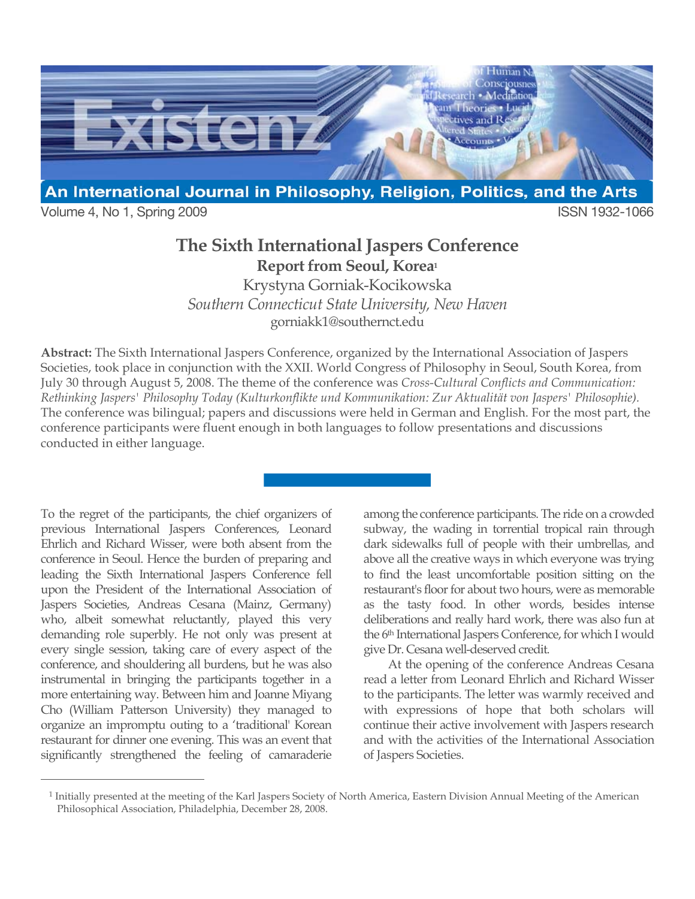# The Sixth International Jaspers Conference

## Report from Seoul, Korea[1]

Krystyna Gorniak-Kocikowska

*Southern Connecticut State University, New Haven*

gorniakk1@southernct.edu

**Abstract:** The Sixth International Jaspers Conference, organized by the International Association of Jaspers Societies, took place in conjunction with the XXII. World Congress of Philosophy in Seoul, South Korea, from July 30 through August 5, 2008. The theme of the conference was *Cross-Cultural Conflicts and Communication: Rethinking Jaspers' Philosophy Today (Kulturkonflikte und Kommunikation: Zur Aktualität von Jaspers' Philosophie).* The conference was bilingual; papers and discussions were held in German and English. For the most part, the conference participants were fluent enough in both languages to follow presentations and discussions conducted in either language.

To the regret of the participants, the chief organizers of previous International Jaspers Conferences, Leonard Ehrlich and Richard Wisser, were both absent from the conference in Seoul. Hence the burden of preparing and leading the Sixth International Jaspers Conference fell upon the President of the International Association of Jaspers Societies, Andreas Cesana (Mainz, Germany) who, albeit somewhat reluctantly, played this very demanding role superbly. He not only was present at every single session, taking care of every aspect of the conference, and shouldering all burdens, but he was also instrumental in bringing the participants together in a more entertaining way. Between him and Joanne Miyang Cho (William Patterson University) they managed to organize an impromptu outing to a 'traditional' Korean restaurant for dinner one evening. This was an event that significantly strengthened the feeling of camaraderie among the conference participants. The ride on a crowded subway, the wading in torrential tropical rain through dark sidewalks full of people with their umbrellas, and above all the creative ways in which everyone was trying to find the least uncomfortable position sitting on the restaurant's floor for about two hours, were as memorable as the tasty food. In other words, besides intense deliberations and really hard work, there was also fun at the 6th International Jaspers Conference, for which I would give Dr. Cesana well-deserved credit.

At the opening of the conference Andreas Cesana read a letter from Leonard Ehrlich and Richard Wisser to the participants. The letter was warmly received and with expressions of hope that both scholars will continue their active involvement with Jaspers research and with the activities of the International Association of Jaspers Societies.

---

[1] Initially presented at the meeting of the Karl Jaspers Society of North America, Eastern Division Annual Meeting of the American Philosophical Association, Philadelphia, December 28, 2008.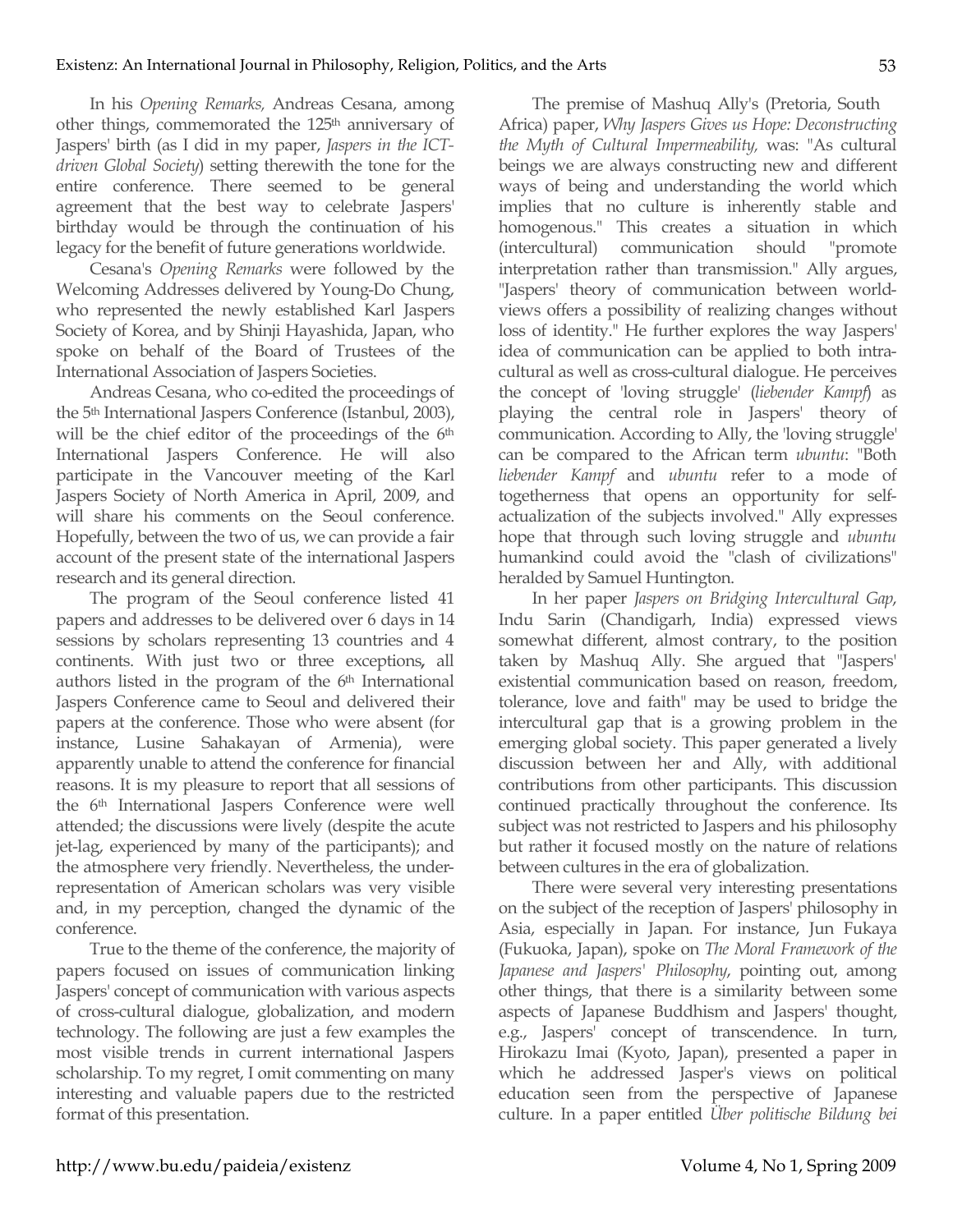In his *Opening Remarks*, Andreas Cesana, among other things, commemorated the 125th anniversary of Jaspers' birth (as I did in my paper, *Jaspers in the ICT-driven Global Society*) setting therewith the tone for the entire conference. There seemed to be general agreement that the best way to celebrate Jaspers' birthday would be through the continuation of his legacy for the benefit of future generations worldwide.

Cesana's *Opening Remarks* were followed by the Welcoming Addresses delivered by Young-Do Chung, who represented the newly established Karl Jaspers Society of Korea, and by Shinji Hayashida, Japan, who spoke on behalf of the Board of Trustees of the International Association of Jaspers Societies.

Andreas Cesana, who co-edited the proceedings of the 5th International Jaspers Conference (Istanbul, 2003), will be the chief editor of the proceedings of the 6th International Jaspers Conference. He will also participate in the Vancouver meeting of the Karl Jaspers Society of North America in April, 2009, and will share his comments on the Seoul conference. Hopefully, between the two of us, we can provide a fair account of the present state of the international Jaspers research and its general direction.

The program of the Seoul conference listed 41 papers and addresses to be delivered over 6 days in 14 sessions by scholars representing 13 countries and 4 continents. With just two or three exceptions, all authors listed in the program of the 6th International Jaspers Conference came to Seoul and delivered their papers at the conference. Those who were absent (for instance, Lusine Sahakayan of Armenia), were apparently unable to attend the conference for financial reasons. It is my pleasure to report that all sessions of the 6th International Jaspers Conference were well attended; the discussions were lively (despite the acute jet-lag, experienced by many of the participants); and the atmosphere very friendly. Nevertheless, the under-representation of American scholars was very visible and, in my perception, changed the dynamic of the conference.

True to the theme of the conference, the majority of papers focused on issues of communication linking Jaspers' concept of communication with various aspects of cross-cultural dialogue, globalization, and modern technology. The following are just a few examples the most visible trends in current international Jaspers scholarship. To my regret, I omit commenting on many interesting and valuable papers due to the restricted format of this presentation.

The premise of Mashuq Ally's (Pretoria, South Africa) paper, *Why Jaspers Gives us Hope: Deconstructing the Myth of Cultural Impermeability,* was: "As cultural beings we are always constructing new and different ways of being and understanding the world which implies that no culture is inherently stable and homogenous." This creates a situation in which (intercultural) communication should "promote interpretation rather than transmission." Ally argues, "Jaspers' theory of communication between world-views offers a possibility of realizing changes without loss of identity." He further explores the way Jaspers' idea of communication can be applied to both intra-cultural as well as cross-cultural dialogue. He perceives the concept of 'loving struggle' (*liebender Kampf*) as playing the central role in Jaspers' theory of communication. According to Ally, the 'loving struggle' can be compared to the African term *ubuntu*: "Both *liebender Kampf* and *ubuntu* refer to a mode of togetherness that opens an opportunity for self-actualization of the subjects involved." Ally expresses hope that through such loving struggle and *ubuntu* humankind could avoid the "clash of civilizations" heralded by Samuel Huntington.

In her paper *Jaspers on Bridging Intercultural Gap*, Indu Sarin (Chandigarh, India) expressed views somewhat different, almost contrary, to the position taken by Mashuq Ally. She argued that "Jaspers' existential communication based on reason, freedom, tolerance, love and faith" may be used to bridge the intercultural gap that is a growing problem in the emerging global society. This paper generated a lively discussion between her and Ally, with additional contributions from other participants. This discussion continued practically throughout the conference. Its subject was not restricted to Jaspers and his philosophy but rather it focused mostly on the nature of relations between cultures in the era of globalization.

There were several very interesting presentations on the subject of the reception of Jaspers' philosophy in Asia, especially in Japan. For instance, Jun Fukaya (Fukuoka, Japan), spoke on *The Moral Framework of the Japanese and Jaspers' Philosophy*, pointing out, among other things, that there is a similarity between some aspects of Japanese Buddhism and Jaspers' thought, e.g., Jaspers' concept of transcendence. In turn, Hirokazu Imai (Kyoto, Japan), presented a paper in which he addressed Jasper's views on political education seen from the perspective of Japanese culture. In a paper entitled *Über politische Bildung bei*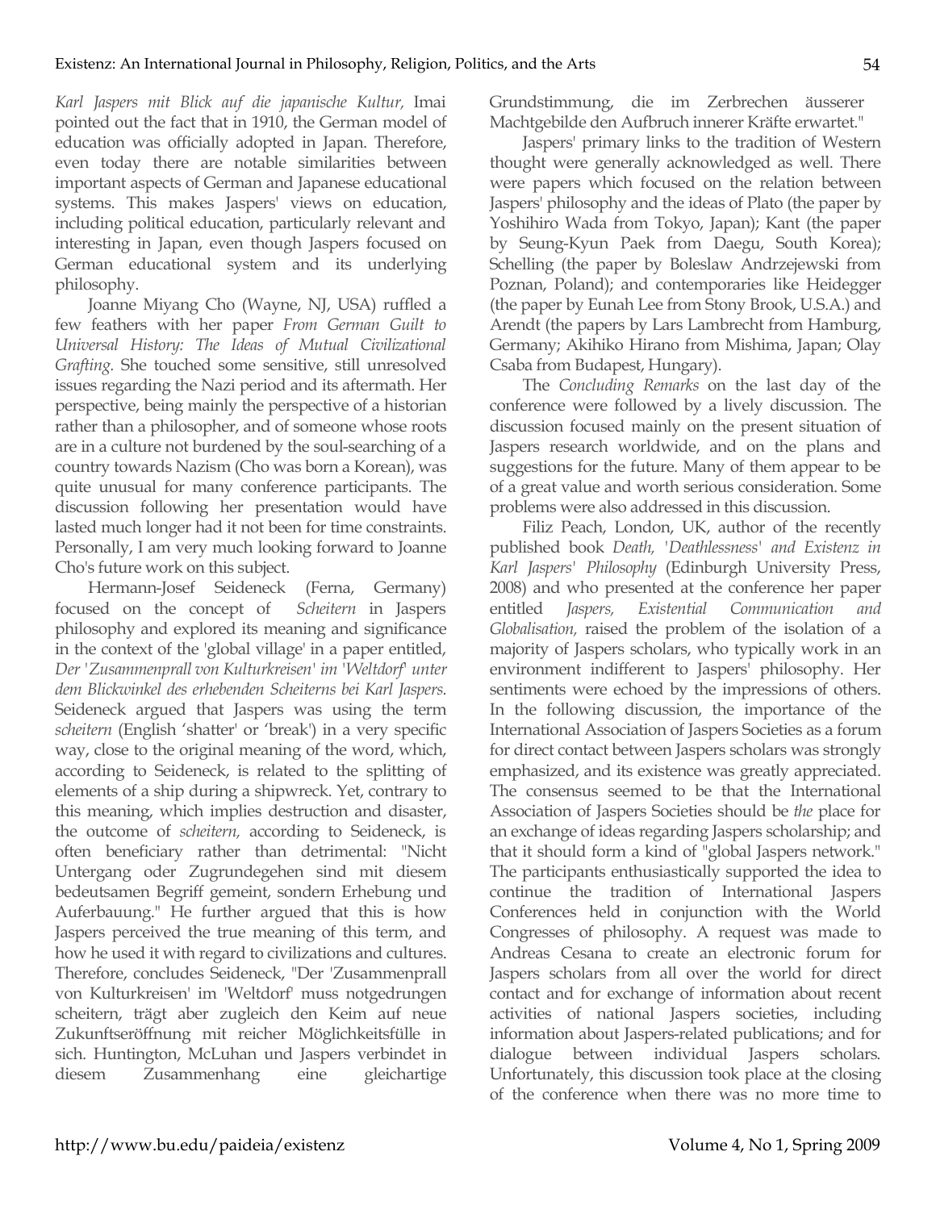*Karl Jaspers mit Blick auf die japanische Kultur,* Imai pointed out the fact that in 1910, the German model of education was officially adopted in Japan. Therefore, even today there are notable similarities between important aspects of German and Japanese educational systems. This makes Jaspers' views on education, including political education, particularly relevant and interesting in Japan, even though Jaspers focused on German educational system and its underlying philosophy.

Joanne Miyang Cho (Wayne, NJ, USA) ruffled a few feathers with her paper *From German Guilt to Universal History: The Ideas of Mutual Civilizational Grafting.* She touched some sensitive, still unresolved issues regarding the Nazi period and its aftermath. Her perspective, being mainly the perspective of a historian rather than a philosopher, and of someone whose roots are in a culture not burdened by the soul-searching of a country towards Nazism (Cho was born a Korean), was quite unusual for many conference participants. The discussion following her presentation would have lasted much longer had it not been for time constraints. Personally, I am very much looking forward to Joanne Cho's future work on this subject.

Hermann-Josef Seideneck (Ferna, Germany) focused on the concept of *Scheitern* in Jaspers philosophy and explored its meaning and significance in the context of the 'global village' in a paper entitled, *Der 'Zusammenprall von Kulturkreisen' im 'Weltdorf' unter dem Blickwinkel des erhebenden Scheiterns bei Karl Jaspers.* Seideneck argued that Jaspers was using the term *scheitern* (English 'shatter' or 'break') in a very specific way, close to the original meaning of the word, which, according to Seideneck, is related to the splitting of elements of a ship during a shipwreck. Yet, contrary to this meaning, which implies destruction and disaster, the outcome of *scheitern,* according to Seideneck, is often beneficiary rather than detrimental: "Nicht Untergang oder Zugrundegehen sind mit diesem bedeutsamen Begriff gemeint, sondern Erhebung und Auferbauung." He further argued that this is how Jaspers perceived the true meaning of this term, and how he used it with regard to civilizations and cultures. Therefore, concludes Seideneck, "Der 'Zusammenprall von Kulturkreisen' im 'Weltdorf' muss notgedrungen scheitern, trägt aber zugleich den Keim auf neue Zukunftseröffnung mit reicher Möglichkeitsfülle in sich. Huntington, McLuhan und Jaspers verbindet in diesem Zusammenhang eine gleichartige Grundstimmung, die im Zerbrechen äusserer Machtgebilde den Aufbruch innerer Kräfte erwartet."

Jaspers' primary links to the tradition of Western thought were generally acknowledged as well. There were papers which focused on the relation between Jaspers' philosophy and the ideas of Plato (the paper by Yoshihiro Wada from Tokyo, Japan); Kant (the paper by Seung-Kyun Paek from Daegu, South Korea); Schelling (the paper by Boleslaw Andrzejewski from Poznan, Poland); and contemporaries like Heidegger (the paper by Eunah Lee from Stony Brook, U.S.A.) and Arendt (the papers by Lars Lambrecht from Hamburg, Germany; Akihiko Hirano from Mishima, Japan; Olay Csaba from Budapest, Hungary).

The *Concluding Remarks* on the last day of the conference were followed by a lively discussion. The discussion focused mainly on the present situation of Jaspers research worldwide, and on the plans and suggestions for the future. Many of them appear to be of a great value and worth serious consideration. Some problems were also addressed in this discussion.

Filiz Peach, London, UK, author of the recently published book *Death, 'Deathlessness' and Existenz in Karl Jaspers' Philosophy* (Edinburgh University Press, 2008) and who presented at the conference her paper entitled *Jaspers, Existential Communication and Globalisation,* raised the problem of the isolation of a majority of Jaspers scholars, who typically work in an environment indifferent to Jaspers' philosophy. Her sentiments were echoed by the impressions of others. In the following discussion, the importance of the International Association of Jaspers Societies as a forum for direct contact between Jaspers scholars was strongly emphasized, and its existence was greatly appreciated. The consensus seemed to be that the International Association of Jaspers Societies should be *the* place for an exchange of ideas regarding Jaspers scholarship; and that it should form a kind of "global Jaspers network." The participants enthusiastically supported the idea to continue the tradition of International Jaspers Conferences held in conjunction with the World Congresses of philosophy. A request was made to Andreas Cesana to create an electronic forum for Jaspers scholars from all over the world for direct contact and for exchange of information about recent activities of national Jaspers societies, including information about Jaspers-related publications; and for dialogue between individual Jaspers scholars. Unfortunately, this discussion took place at the closing of the conference when there was no more time to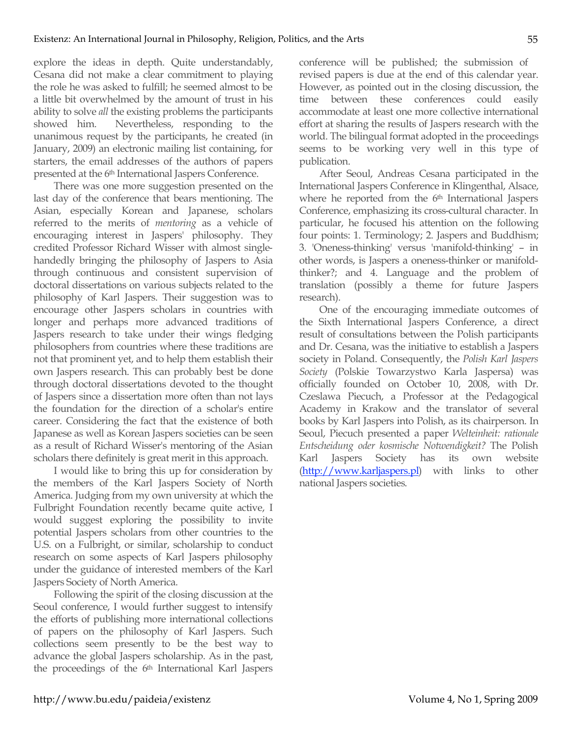explore the ideas in depth. Quite understandably, Cesana did not make a clear commitment to playing the role he was asked to fulfill; he seemed almost to be a little bit overwhelmed by the amount of trust in his ability to solve *all* the existing problems the participants showed him. Nevertheless, responding to the unanimous request by the participants, he created (in January, 2009) an electronic mailing list containing, for starters, the email addresses of the authors of papers presented at the 6th International Jaspers Conference.

There was one more suggestion presented on the last day of the conference that bears mentioning. The Asian, especially Korean and Japanese, scholars referred to the merits of *mentoring* as a vehicle of encouraging interest in Jaspers' philosophy. They credited Professor Richard Wisser with almost single-handedly bringing the philosophy of Jaspers to Asia through continuous and consistent supervision of doctoral dissertations on various subjects related to the philosophy of Karl Jaspers. Their suggestion was to encourage other Jaspers scholars in countries with longer and perhaps more advanced traditions of Jaspers research to take under their wings fledging philosophers from countries where these traditions are not that prominent yet, and to help them establish their own Jaspers research. This can probably best be done through doctoral dissertations devoted to the thought of Jaspers since a dissertation more often than not lays the foundation for the direction of a scholar's entire career. Considering the fact that the existence of both Japanese as well as Korean Jaspers societies can be seen as a result of Richard Wisser's mentoring of the Asian scholars there definitely is great merit in this approach.

I would like to bring this up for consideration by the members of the Karl Jaspers Society of North America. Judging from my own university at which the Fulbright Foundation recently became quite active, I would suggest exploring the possibility to invite potential Jaspers scholars from other countries to the U.S. on a Fulbright, or similar, scholarship to conduct research on some aspects of Karl Jaspers philosophy under the guidance of interested members of the Karl Jaspers Society of North America.

Following the spirit of the closing discussion at the Seoul conference, I would further suggest to intensify the efforts of publishing more international collections of papers on the philosophy of Karl Jaspers. Such collections seem presently to be the best way to advance the global Jaspers scholarship. As in the past, the proceedings of the 6th International Karl Jaspers conference will be published; the submission of revised papers is due at the end of this calendar year. However, as pointed out in the closing discussion, the time between these conferences could easily accommodate at least one more collective international effort at sharing the results of Jaspers research with the world. The bilingual format adopted in the proceedings seems to be working very well in this type of publication.

After Seoul, Andreas Cesana participated in the International Jaspers Conference in Klingenthal, Alsace, where he reported from the 6th International Jaspers Conference, emphasizing its cross-cultural character. In particular, he focused his attention on the following four points: 1. Terminology; 2. Jaspers and Buddhism; 3. 'Oneness-thinking' versus 'manifold-thinking' – in other words, is Jaspers a oneness-thinker or manifold-thinker?; and 4. Language and the problem of translation (possibly a theme for future Jaspers research).

One of the encouraging immediate outcomes of the Sixth International Jaspers Conference, a direct result of consultations between the Polish participants and Dr. Cesana, was the initiative to establish a Jaspers society in Poland. Consequently, the *Polish Karl Jaspers Society* (Polskie Towarzystwo Karla Jaspersa) was officially founded on October 10, 2008, with Dr. Czeslawa Piecuch, a Professor at the Pedagogical Academy in Krakow and the translator of several books by Karl Jaspers into Polish, as its chairperson. In Seoul, Piecuch presented a paper *Welteinheit: rationale Entscheidung oder kosmische Notwendigkeit?* The Polish Karl Jaspers Society has its own website (http://www.karljaspers.pl) with links to other national Jaspers societies.